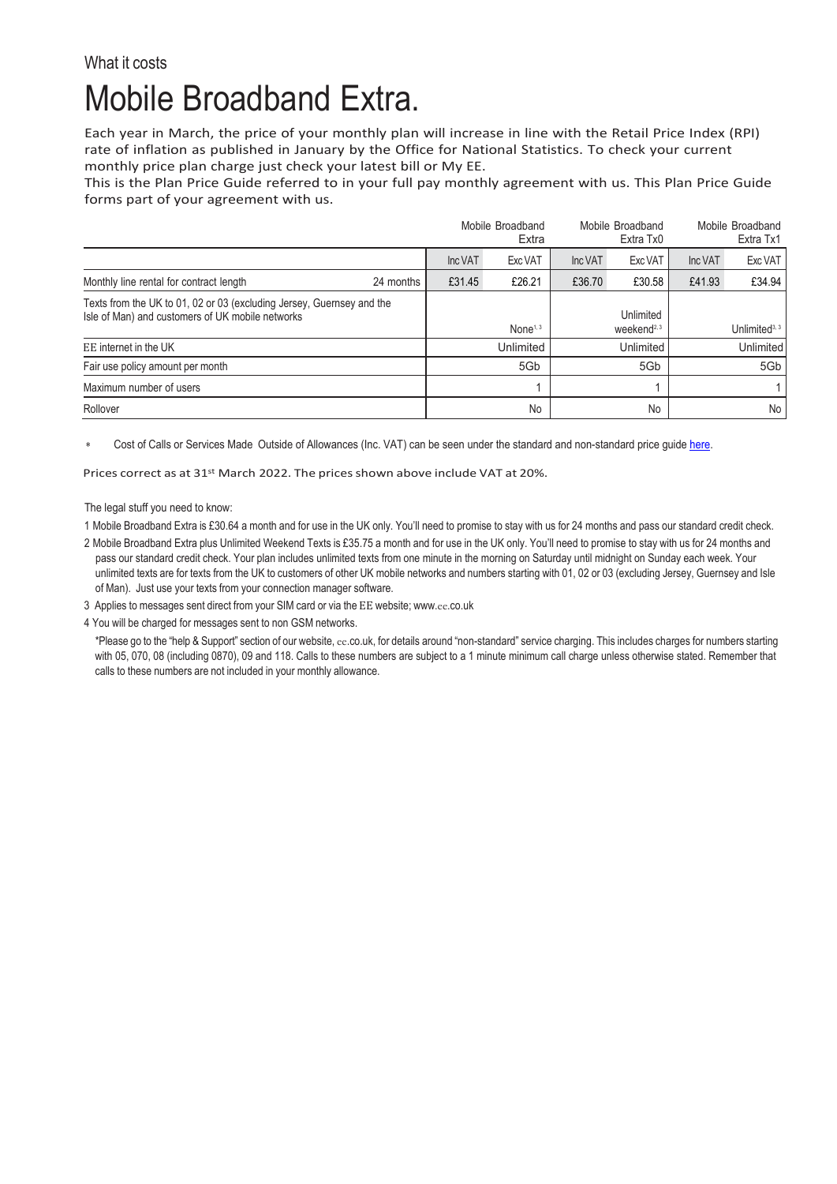What it costs

# Mobile Broadband Extra.

Each year in March, the price of your monthly plan will increase in line with the Retail Price Index (RPI) rate of inflation as published in January by the Office for National Statistics. To check your current monthly price plan charge just check your latest bill or My EE.

This is the Plan Price Guide referred to in your full pay monthly agreement with us. This Plan Price Guide forms part of your agreement with us.

| | | Mobile Broadband Extra | | Mobile Broadband Extra Tx0 | | Mobile Broadband Extra Tx1 | |
|---|---|---|---|---|---|---|---|
| | | Inc VAT | Exc VAT | Inc VAT | Exc VAT | Inc VAT | Exc VAT |
| Monthly line rental for contract length | 24 months | £31.45 | £26.21 | £36.70 | £30.58 | £41.93 | £34.94 |
| Texts from the UK to 01, 02 or 03 (excluding Jersey, Guernsey and the Isle of Man) and customers of UK mobile networks | | | None[1, 3] | | Unlimited weekend[2, 3] | | Unlimited[3, 3] |
| EE internet in the UK | | | Unlimited | | Unlimited | | Unlimited |
| Fair use policy amount per month | | | 5Gb | | 5Gb | | 5Gb |
| Maximum number of users | | | 1 | | 1 | | 1 |
| Rollover | | | No | | No | | No |

* Cost of Calls or Services Made Outside of Allowances (Inc. VAT) can be seen under the standard and non-standard price guide here.

Prices correct as at 31st March 2022. The prices shown above include VAT at 20%.

The legal stuff you need to know:

1 Mobile Broadband Extra is £30.64 a month and for use in the UK only. You'll need to promise to stay with us for 24 months and pass our standard credit check.

2 Mobile Broadband Extra plus Unlimited Weekend Texts is £35.75 a month and for use in the UK only. You'll need to promise to stay with us for 24 months and pass our standard credit check. Your plan includes unlimited texts from one minute in the morning on Saturday until midnight on Sunday each week. Your unlimited texts are for texts from the UK to customers of other UK mobile networks and numbers starting with 01, 02 or 03 (excluding Jersey, Guernsey and Isle of Man). Just use your texts from your connection manager software.

3 Applies to messages sent direct from your SIM card or via the EE website; www.ee.co.uk

4 You will be charged for messages sent to non GSM networks.

*Please go to the "help & Support" section of our website, ee.co.uk, for details around "non-standard" service charging. This includes charges for numbers starting with 05, 070, 08 (including 0870), 09 and 118. Calls to these numbers are subject to a 1 minute minimum call charge unless otherwise stated. Remember that calls to these numbers are not included in your monthly allowance.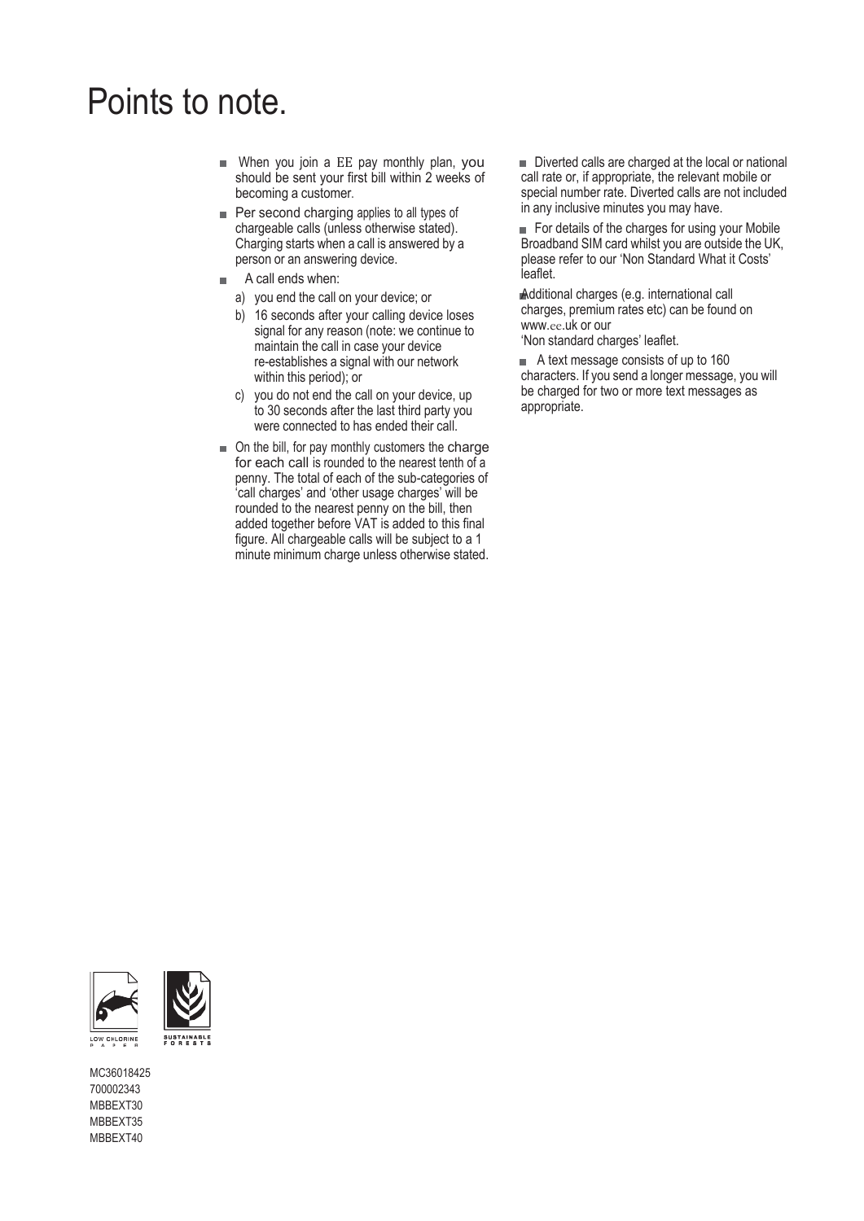# Points to note.

- When you join a EE pay monthly plan, you should be sent your first bill within 2 weeks of becoming a customer.
- Per second charging applies to all types of chargeable calls (unless otherwise stated). Charging starts when a call is answered by a person or an answering device.
- A call ends when:
  - a) you end the call on your device; or
  - b) 16 seconds after your calling device loses signal for any reason (note: we continue to maintain the call in case your device re-establishes a signal with our network within this period); or
  - c) you do not end the call on your device, up to 30 seconds after the last third party you were connected to has ended their call.
- On the bill, for pay monthly customers the charge for each call is rounded to the nearest tenth of a penny. The total of each of the sub-categories of 'call charges' and 'other usage charges' will be rounded to the nearest penny on the bill, then added together before VAT is added to this final figure. All chargeable calls will be subject to a 1 minute minimum charge unless otherwise stated.
- Diverted calls are charged at the local or national call rate or, if appropriate, the relevant mobile or special number rate. Diverted calls are not included in any inclusive minutes you may have.
- For details of the charges for using your Mobile Broadband SIM card whilst you are outside the UK, please refer to our 'Non Standard What it Costs' leaflet.
- Additional charges (e.g. international call charges, premium rates etc) can be found on www.ee.uk or our 'Non standard charges' leaflet.
- A text message consists of up to 160 characters. If you send a longer message, you will be charged for two or more text messages as appropriate.

LOW CHLORINE PAPER

SUSTAINABLE FORESTS

MC36018425
700002343
MBBEXT30
MBBEXT35
MBBEXT40